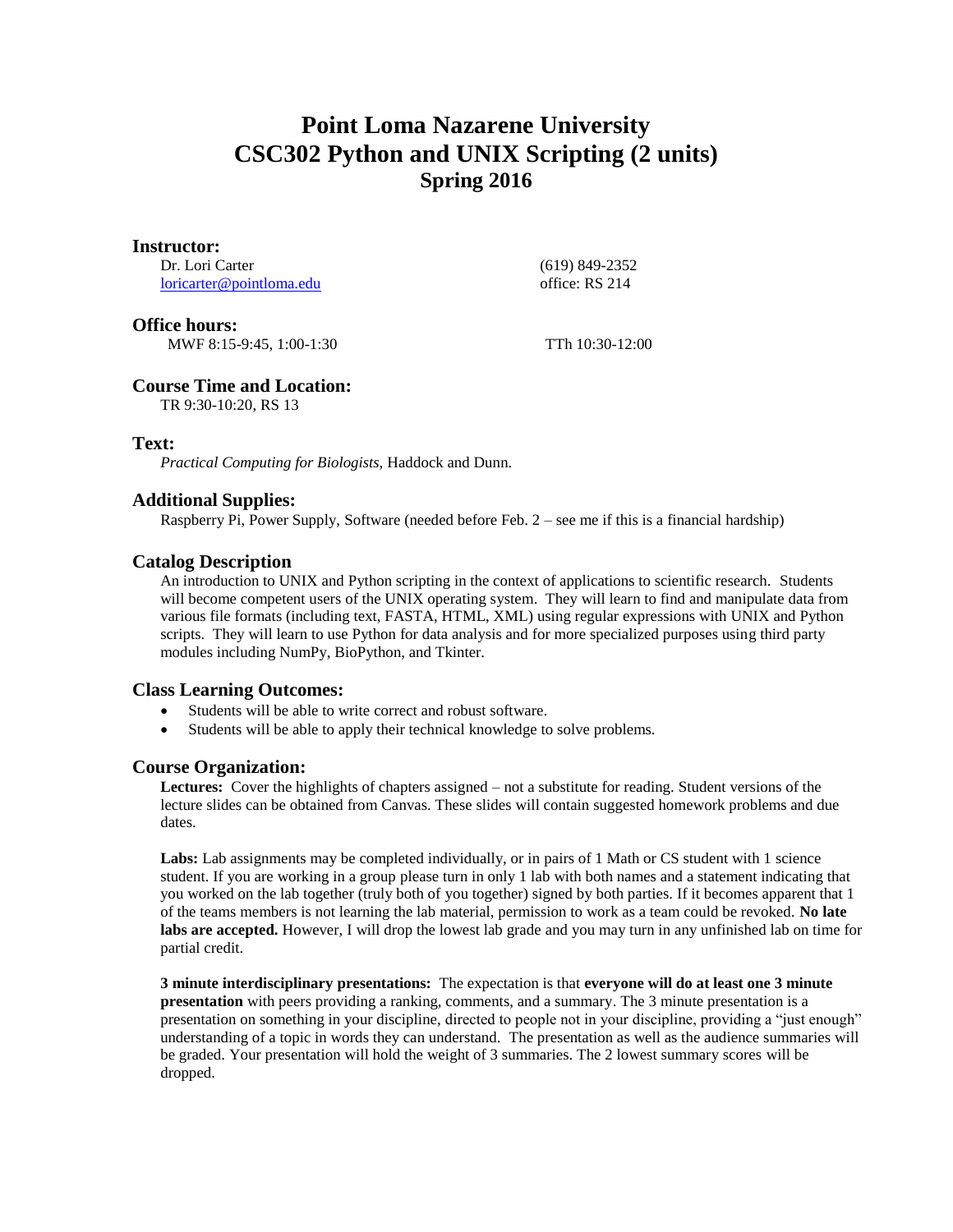# Point Loma Nazarene University
# CSC302 Python and UNIX Scripting (2 units)
## Spring 2016

### Instructor:

Dr. Lori Carter (619) 849-2352
loricarter@pointloma.edu office: RS 214

### Office hours:

MWF 8:15-9:45, 1:00-1:30 TTh 10:30-12:00

### Course Time and Location:

TR 9:30-10:20, RS 13

### Text:

*Practical Computing for Biologists,* Haddock and Dunn.

### Additional Supplies:

Raspberry Pi, Power Supply, Software (needed before Feb. 2 – see me if this is a financial hardship)

### Catalog Description

An introduction to UNIX and Python scripting in the context of applications to scientific research. Students will become competent users of the UNIX operating system. They will learn to find and manipulate data from various file formats (including text, FASTA, HTML, XML) using regular expressions with UNIX and Python scripts. They will learn to use Python for data analysis and for more specialized purposes using third party modules including NumPy, BioPython, and Tkinter.

### Class Learning Outcomes:

- Students will be able to write correct and robust software.
- Students will be able to apply their technical knowledge to solve problems.

### Course Organization:

**Lectures:** Cover the highlights of chapters assigned – not a substitute for reading. Student versions of the lecture slides can be obtained from Canvas. These slides will contain suggested homework problems and due dates.

**Labs:** Lab assignments may be completed individually, or in pairs of 1 Math or CS student with 1 science student. If you are working in a group please turn in only 1 lab with both names and a statement indicating that you worked on the lab together (truly both of you together) signed by both parties. If it becomes apparent that 1 of the teams members is not learning the lab material, permission to work as a team could be revoked. **No late labs are accepted.** However, I will drop the lowest lab grade and you may turn in any unfinished lab on time for partial credit.

**3 minute interdisciplinary presentations:** The expectation is that **everyone will do at least one 3 minute presentation** with peers providing a ranking, comments, and a summary. The 3 minute presentation is a presentation on something in your discipline, directed to people not in your discipline, providing a "just enough" understanding of a topic in words they can understand. The presentation as well as the audience summaries will be graded. Your presentation will hold the weight of 3 summaries. The 2 lowest summary scores will be dropped.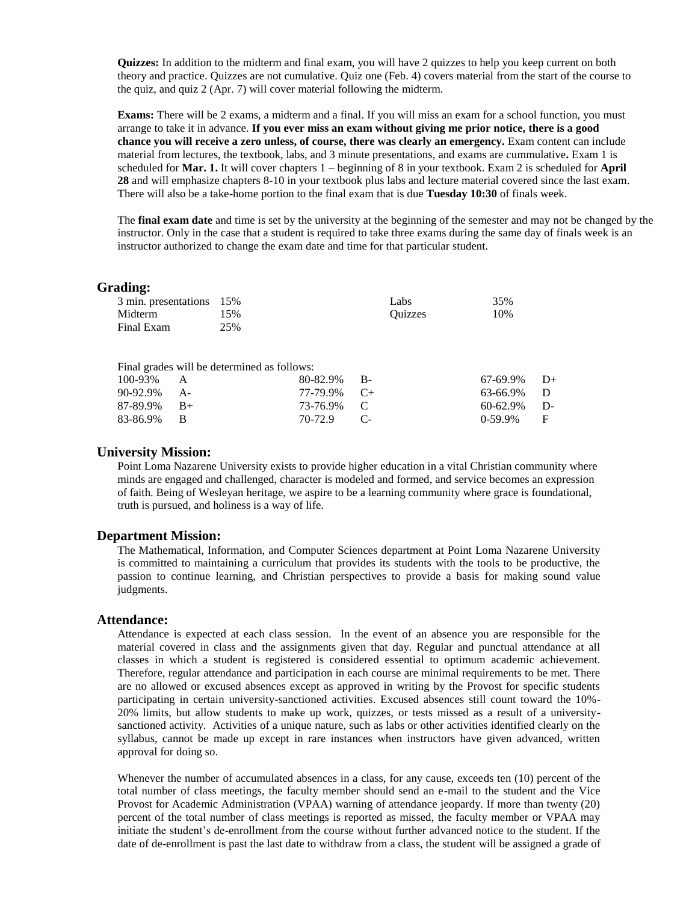**Quizzes:** In addition to the midterm and final exam, you will have 2 quizzes to help you keep current on both theory and practice. Quizzes are not cumulative. Quiz one (Feb. 4) covers material from the start of the course to the quiz, and quiz 2 (Apr. 7) will cover material following the midterm.

**Exams:** There will be 2 exams, a midterm and a final. If you will miss an exam for a school function, you must arrange to take it in advance. **If you ever miss an exam without giving me prior notice, there is a good chance you will receive a zero unless, of course, there was clearly an emergency.** Exam content can include material from lectures, the textbook, labs, and 3 minute presentations, and exams are cummulative**.** Exam 1 is scheduled for **Mar. 1.** It will cover chapters 1 – beginning of 8 in your textbook. Exam 2 is scheduled for **April 28** and will emphasize chapters 8-10 in your textbook plus labs and lecture material covered since the last exam. There will also be a take-home portion to the final exam that is due **Tuesday 10:30** of finals week.

The **final exam date** and time is set by the university at the beginning of the semester and may not be changed by the instructor. Only in the case that a student is required to take three exams during the same day of finals week is an instructor authorized to change the exam date and time for that particular student.

## Grading:

| | | | |
|---|---|---|---|
| 3 min. presentations | 15% | Labs | 35% |
| Midterm | 15% | Quizzes | 10% |
| Final Exam | 25% | | |

Final grades will be determined as follows:

| | | | | | |
|---|---|---|---|---|---|
| 100-93% | A | 80-82.9% | B- | 67-69.9% | D+ |
| 90-92.9% | A- | 77-79.9% | C+ | 63-66.9% | D |
| 87-89.9% | B+ | 73-76.9% | C | 60-62.9% | D- |
| 83-86.9% | B | 70-72.9 | C- | 0-59.9% | F |

## University Mission:

Point Loma Nazarene University exists to provide higher education in a vital Christian community where minds are engaged and challenged, character is modeled and formed, and service becomes an expression of faith. Being of Wesleyan heritage, we aspire to be a learning community where grace is foundational, truth is pursued, and holiness is a way of life.

## Department Mission:

The Mathematical, Information, and Computer Sciences department at Point Loma Nazarene University is committed to maintaining a curriculum that provides its students with the tools to be productive, the passion to continue learning, and Christian perspectives to provide a basis for making sound value judgments.

## Attendance:

Attendance is expected at each class session. In the event of an absence you are responsible for the material covered in class and the assignments given that day. Regular and punctual attendance at all classes in which a student is registered is considered essential to optimum academic achievement. Therefore, regular attendance and participation in each course are minimal requirements to be met. There are no allowed or excused absences except as approved in writing by the Provost for specific students participating in certain university-sanctioned activities. Excused absences still count toward the 10%-20% limits, but allow students to make up work, quizzes, or tests missed as a result of a university-sanctioned activity. Activities of a unique nature, such as labs or other activities identified clearly on the syllabus, cannot be made up except in rare instances when instructors have given advanced, written approval for doing so.

Whenever the number of accumulated absences in a class, for any cause, exceeds ten (10) percent of the total number of class meetings, the faculty member should send an e-mail to the student and the Vice Provost for Academic Administration (VPAA) warning of attendance jeopardy. If more than twenty (20) percent of the total number of class meetings is reported as missed, the faculty member or VPAA may initiate the student's de-enrollment from the course without further advanced notice to the student. If the date of de-enrollment is past the last date to withdraw from a class, the student will be assigned a grade of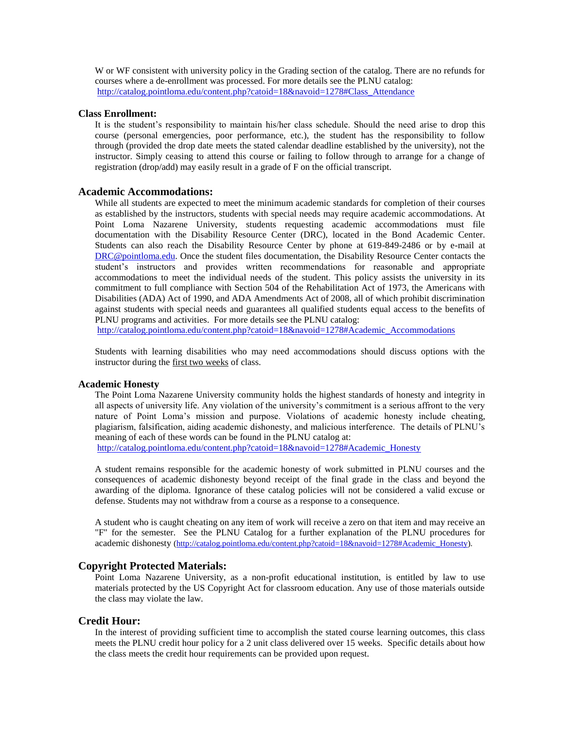W or WF consistent with university policy in the Grading section of the catalog. There are no refunds for courses where a de-enrollment was processed. For more details see the PLNU catalog: http://catalog.pointloma.edu/content.php?catoid=18&navoid=1278#Class_Attendance

### Class Enrollment:

It is the student's responsibility to maintain his/her class schedule. Should the need arise to drop this course (personal emergencies, poor performance, etc.), the student has the responsibility to follow through (provided the drop date meets the stated calendar deadline established by the university), not the instructor. Simply ceasing to attend this course or failing to follow through to arrange for a change of registration (drop/add) may easily result in a grade of F on the official transcript.

## Academic Accommodations:

While all students are expected to meet the minimum academic standards for completion of their courses as established by the instructors, students with special needs may require academic accommodations. At Point Loma Nazarene University, students requesting academic accommodations must file documentation with the Disability Resource Center (DRC), located in the Bond Academic Center. Students can also reach the Disability Resource Center by phone at 619-849-2486 or by e-mail at DRC@pointloma.edu. Once the student files documentation, the Disability Resource Center contacts the student's instructors and provides written recommendations for reasonable and appropriate accommodations to meet the individual needs of the student. This policy assists the university in its commitment to full compliance with Section 504 of the Rehabilitation Act of 1973, the Americans with Disabilities (ADA) Act of 1990, and ADA Amendments Act of 2008, all of which prohibit discrimination against students with special needs and guarantees all qualified students equal access to the benefits of PLNU programs and activities. For more details see the PLNU catalog: http://catalog.pointloma.edu/content.php?catoid=18&navoid=1278#Academic_Accommodations

Students with learning disabilities who may need accommodations should discuss options with the instructor during the first two weeks of class.

### Academic Honesty

The Point Loma Nazarene University community holds the highest standards of honesty and integrity in all aspects of university life. Any violation of the university's commitment is a serious affront to the very nature of Point Loma's mission and purpose. Violations of academic honesty include cheating, plagiarism, falsification, aiding academic dishonesty, and malicious interference. The details of PLNU's meaning of each of these words can be found in the PLNU catalog at: http://catalog.pointloma.edu/content.php?catoid=18&navoid=1278#Academic_Honesty

A student remains responsible for the academic honesty of work submitted in PLNU courses and the consequences of academic dishonesty beyond receipt of the final grade in the class and beyond the awarding of the diploma. Ignorance of these catalog policies will not be considered a valid excuse or defense. Students may not withdraw from a course as a response to a consequence.

A student who is caught cheating on any item of work will receive a zero on that item and may receive an "F" for the semester. See the PLNU Catalog for a further explanation of the PLNU procedures for academic dishonesty (http://catalog.pointloma.edu/content.php?catoid=18&navoid=1278#Academic_Honesty).

## Copyright Protected Materials:

Point Loma Nazarene University, as a non-profit educational institution, is entitled by law to use materials protected by the US Copyright Act for classroom education. Any use of those materials outside the class may violate the law.

## Credit Hour:

In the interest of providing sufficient time to accomplish the stated course learning outcomes, this class meets the PLNU credit hour policy for a 2 unit class delivered over 15 weeks. Specific details about how the class meets the credit hour requirements can be provided upon request.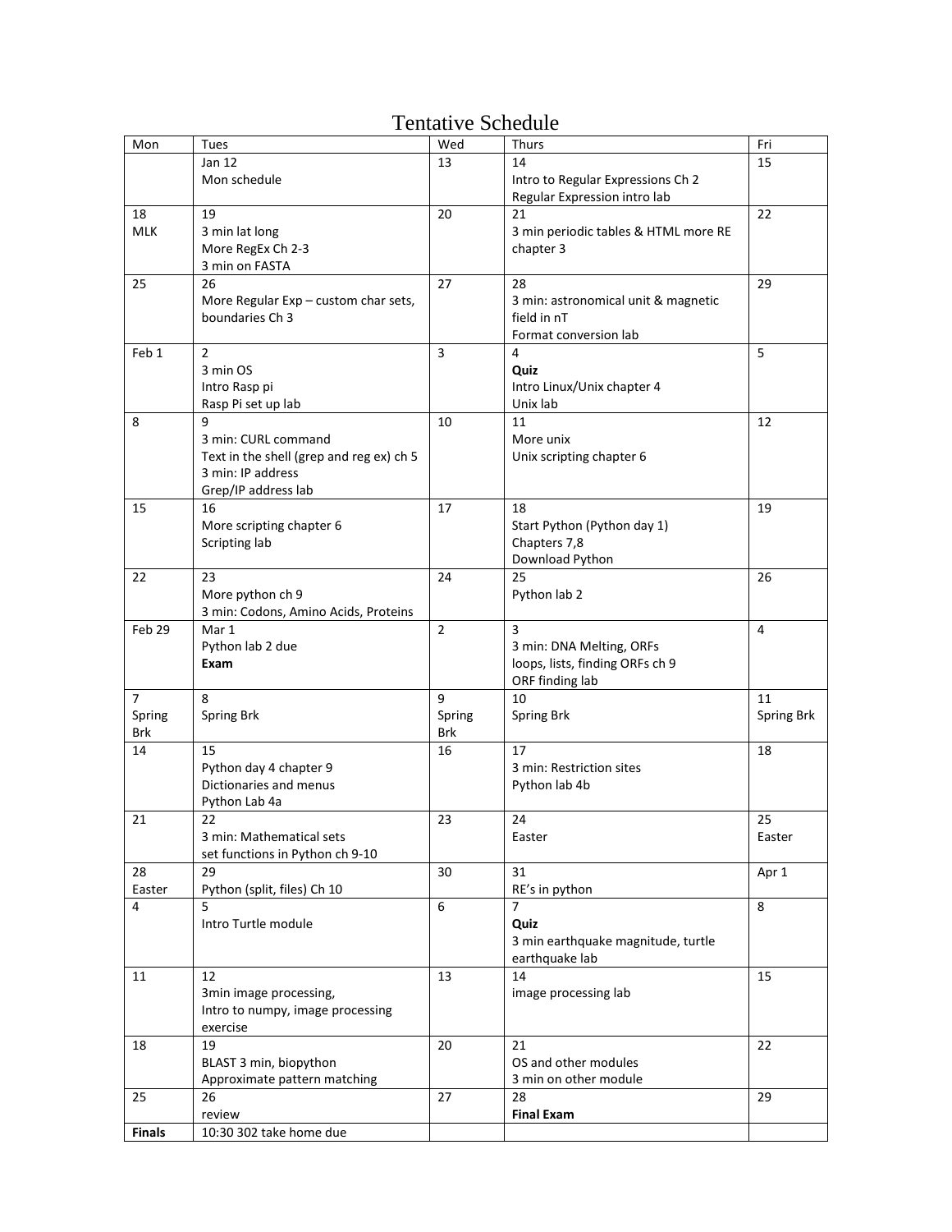# Tentative Schedule

| Mon | Tues | Wed | Thurs | Fri |
|---|---|---|---|---|
| | Jan 12<br>Mon schedule | 13 | 14<br>Intro to Regular Expressions Ch 2<br>Regular Expression intro lab | 15 |
| 18<br>MLK | 19<br>3 min lat long<br>More RegEx Ch 2-3<br>3 min on FASTA | 20 | 21<br>3 min periodic tables & HTML more RE chapter 3 | 22 |
| 25 | 26<br>More Regular Exp – custom char sets, boundaries Ch 3 | 27 | 28<br>3 min: astronomical unit & magnetic field in nT<br>Format conversion lab | 29 |
| Feb 1 | 2<br>3 min OS<br>Intro Rasp pi<br>Rasp Pi set up lab | 3 | 4<br>**Quiz**<br>Intro Linux/Unix chapter 4<br>Unix lab | 5 |
| 8 | 9<br>3 min: CURL command<br>Text in the shell (grep and reg ex) ch 5<br>3 min: IP address<br>Grep/IP address lab | 10 | 11<br>More unix<br>Unix scripting chapter 6 | 12 |
| 15 | 16<br>More scripting chapter 6<br>Scripting lab | 17 | 18<br>Start Python (Python day 1)<br>Chapters 7,8<br>Download Python | 19 |
| 22 | 23<br>More python ch 9<br>3 min: Codons, Amino Acids, Proteins | 24 | 25<br>Python lab 2 | 26 |
| Feb 29 | Mar 1<br>Python lab 2 due<br>**Exam** | 2 | 3<br>3 min: DNA Melting, ORFs<br>loops, lists, finding ORFs ch 9<br>ORF finding lab | 4 |
| 7<br>Spring Brk | 8<br>Spring Brk | 9<br>Spring Brk | 10<br>Spring Brk | 11<br>Spring Brk |
| 14 | 15<br>Python day 4 chapter 9<br>Dictionaries and menus<br>Python Lab 4a | 16 | 17<br>3 min: Restriction sites<br>Python lab 4b | 18 |
| 21 | 22<br>3 min: Mathematical sets<br>set functions in Python ch 9-10 | 23 | 24<br>Easter | 25<br>Easter |
| 28<br>Easter | 29<br>Python (split, files) Ch 10 | 30 | 31<br>RE's in python | Apr 1 |
| 4 | 5<br>Intro Turtle module | 6 | 7<br>**Quiz**<br>3 min earthquake magnitude, turtle earthquake lab | 8 |
| 11 | 12<br>3min image processing,<br>Intro to numpy, image processing exercise | 13 | 14<br>image processing lab | 15 |
| 18 | 19<br>BLAST 3 min, biopython<br>Approximate pattern matching | 20 | 21<br>OS and other modules<br>3 min on other module | 22 |
| 25 | 26<br>review | 27 | 28<br>**Final Exam** | 29 |
| **Finals** | 10:30 302 take home due | | | |